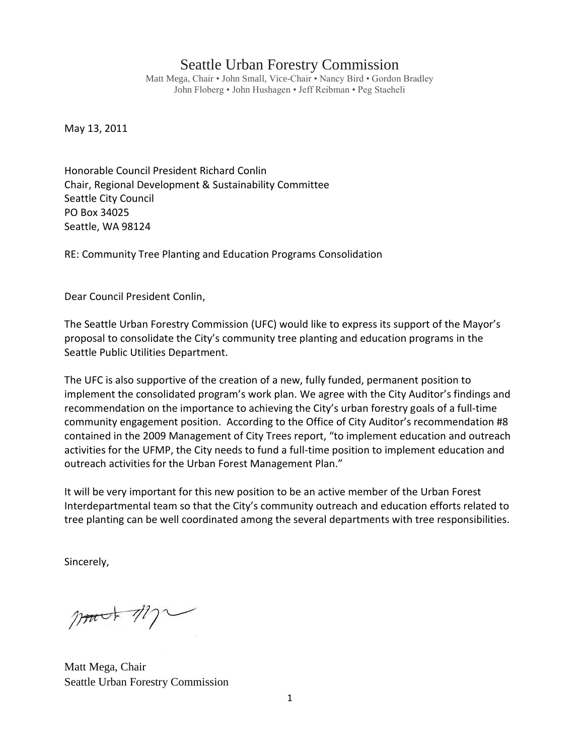# Seattle Urban Forestry Commission

Matt Mega, Chair • John Small, Vice-Chair • Nancy Bird • Gordon Bradley
John Floberg • John Hushagen • Jeff Reibman • Peg Staeheli

May 13, 2011

Honorable Council President Richard Conlin
Chair, Regional Development & Sustainability Committee
Seattle City Council
PO Box 34025
Seattle, WA 98124

RE: Community Tree Planting and Education Programs Consolidation

Dear Council President Conlin,

The Seattle Urban Forestry Commission (UFC) would like to express its support of the Mayor's proposal to consolidate the City's community tree planting and education programs in the Seattle Public Utilities Department.

The UFC is also supportive of the creation of a new, fully funded, permanent position to implement the consolidated program's work plan. We agree with the City Auditor's findings and recommendation on the importance to achieving the City's urban forestry goals of a full-time community engagement position. According to the Office of City Auditor's recommendation #8 contained in the 2009 Management of City Trees report, "to implement education and outreach activities for the UFMP, the City needs to fund a full-time position to implement education and outreach activities for the Urban Forest Management Plan."

It will be very important for this new position to be an active member of the Urban Forest Interdepartmental team so that the City's community outreach and education efforts related to tree planting can be well coordinated among the several departments with tree responsibilities.

Sincerely,

Matt Mega, Chair
Seattle Urban Forestry Commission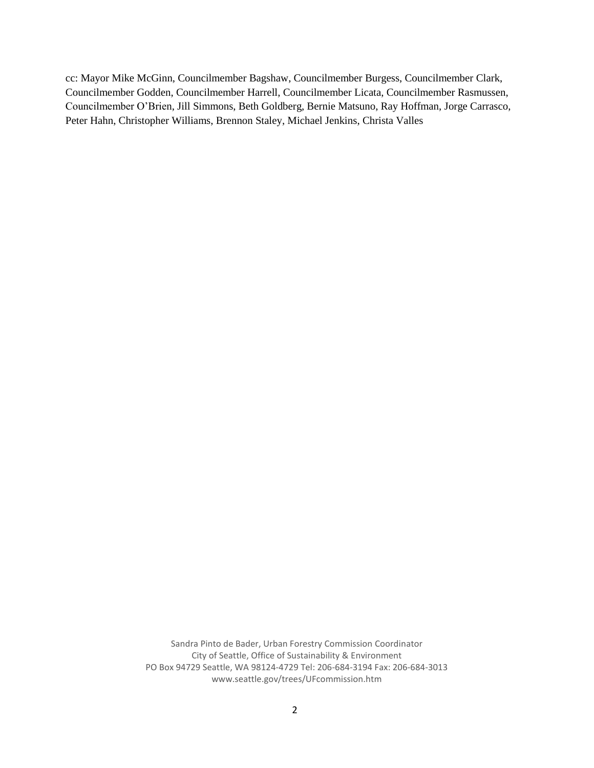cc: Mayor Mike McGinn, Councilmember Bagshaw, Councilmember Burgess, Councilmember Clark, Councilmember Godden, Councilmember Harrell, Councilmember Licata, Councilmember Rasmussen, Councilmember O'Brien, Jill Simmons, Beth Goldberg, Bernie Matsuno, Ray Hoffman, Jorge Carrasco, Peter Hahn, Christopher Williams, Brennon Staley, Michael Jenkins, Christa Valles

Sandra Pinto de Bader, Urban Forestry Commission Coordinator
City of Seattle, Office of Sustainability & Environment
PO Box 94729 Seattle, WA 98124-4729 Tel: 206-684-3194 Fax: 206-684-3013
www.seattle.gov/trees/UFcommission.htm